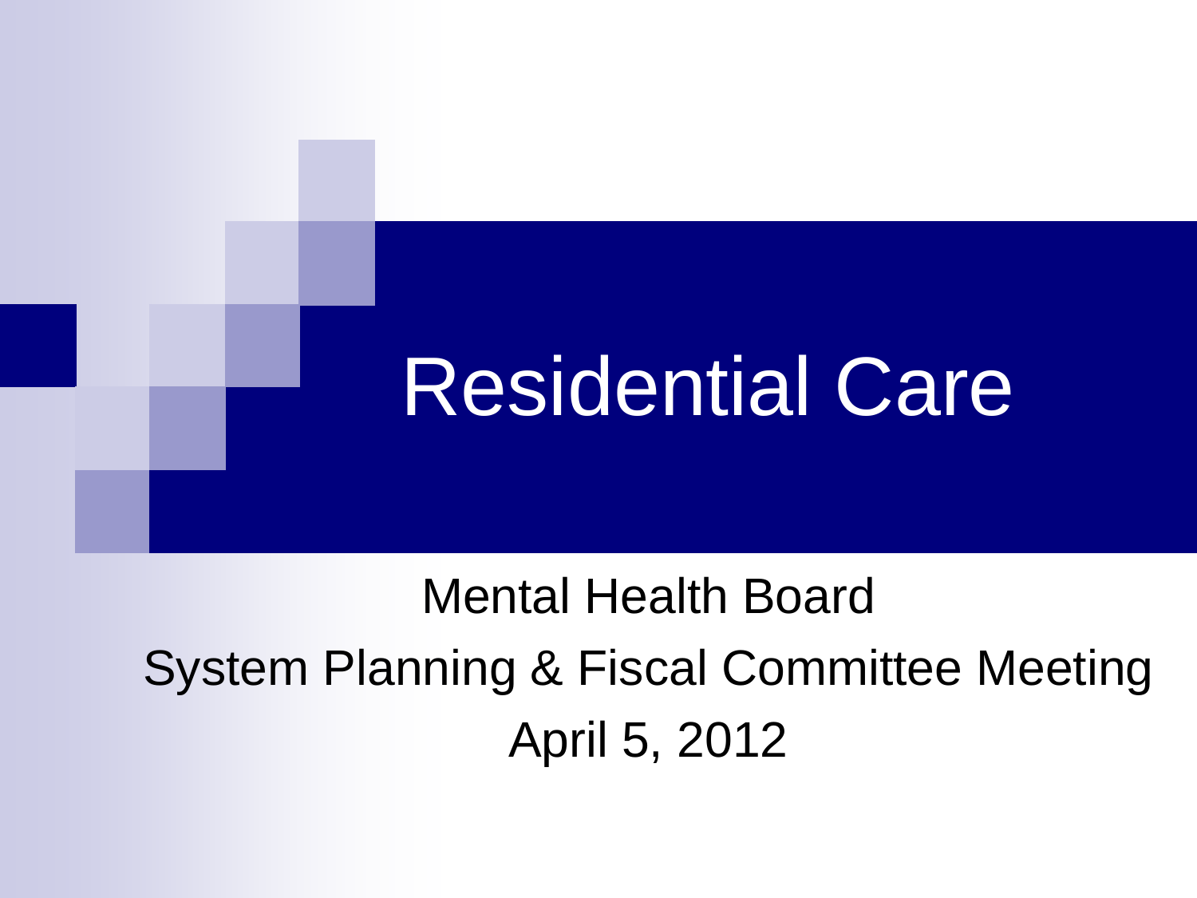# Residential Care

Mental Health Board

System Planning & Fiscal Committee Meeting

April 5, 2012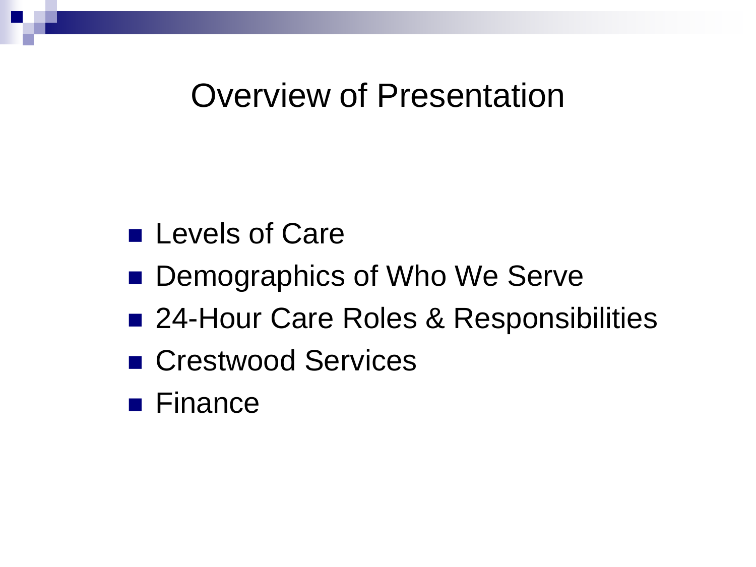# Overview of Presentation

- Levels of Care
- Demographics of Who We Serve
- 24-Hour Care Roles & Responsibilities
- Crestwood Services
- Finance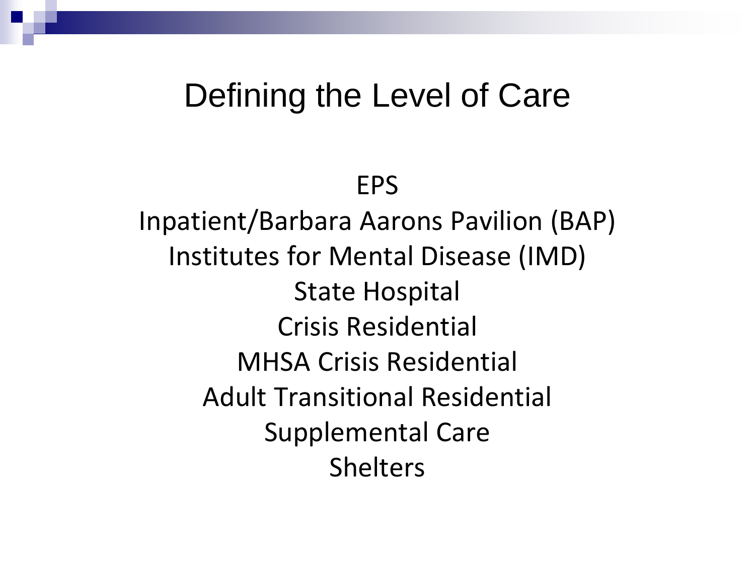# Defining the Level of Care

EPS

Inpatient/Barbara Aarons Pavilion (BAP)

Institutes for Mental Disease (IMD)

State Hospital

Crisis Residential

MHSA Crisis Residential

Adult Transitional Residential

Supplemental Care

Shelters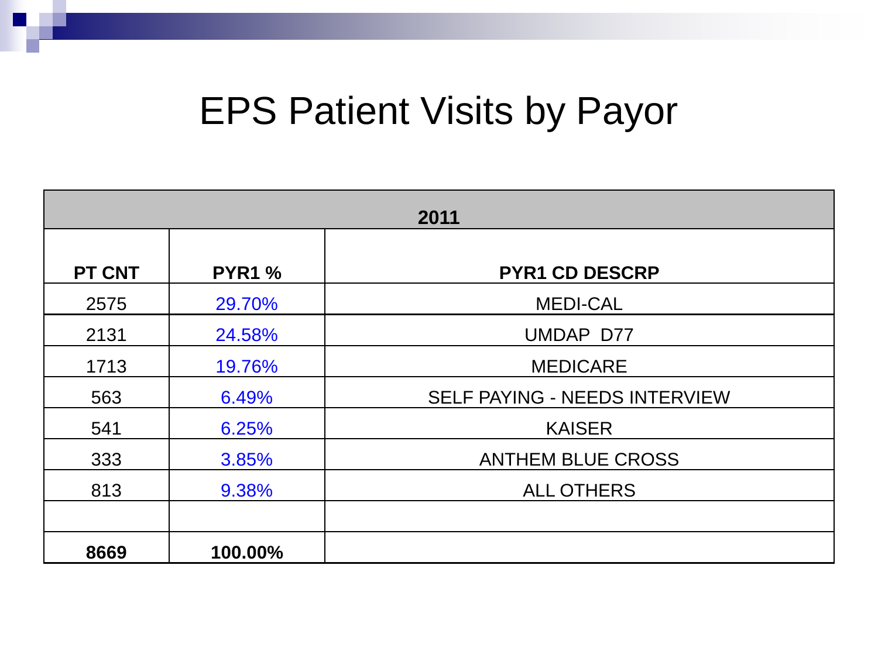# EPS Patient Visits by Payor

| 2011 | | |
|---|---|---|
| **PT CNT** | **PYR1 %** | **PYR1 CD DESCRP** |
| 2575 | 29.70% | MEDI-CAL |
| 2131 | 24.58% | UMDAP D77 |
| 1713 | 19.76% | MEDICARE |
| 563 | 6.49% | SELF PAYING - NEEDS INTERVIEW |
| 541 | 6.25% | KAISER |
| 333 | 3.85% | ANTHEM BLUE CROSS |
| 813 | 9.38% | ALL OTHERS |
| | | |
| **8669** | **100.00%** | |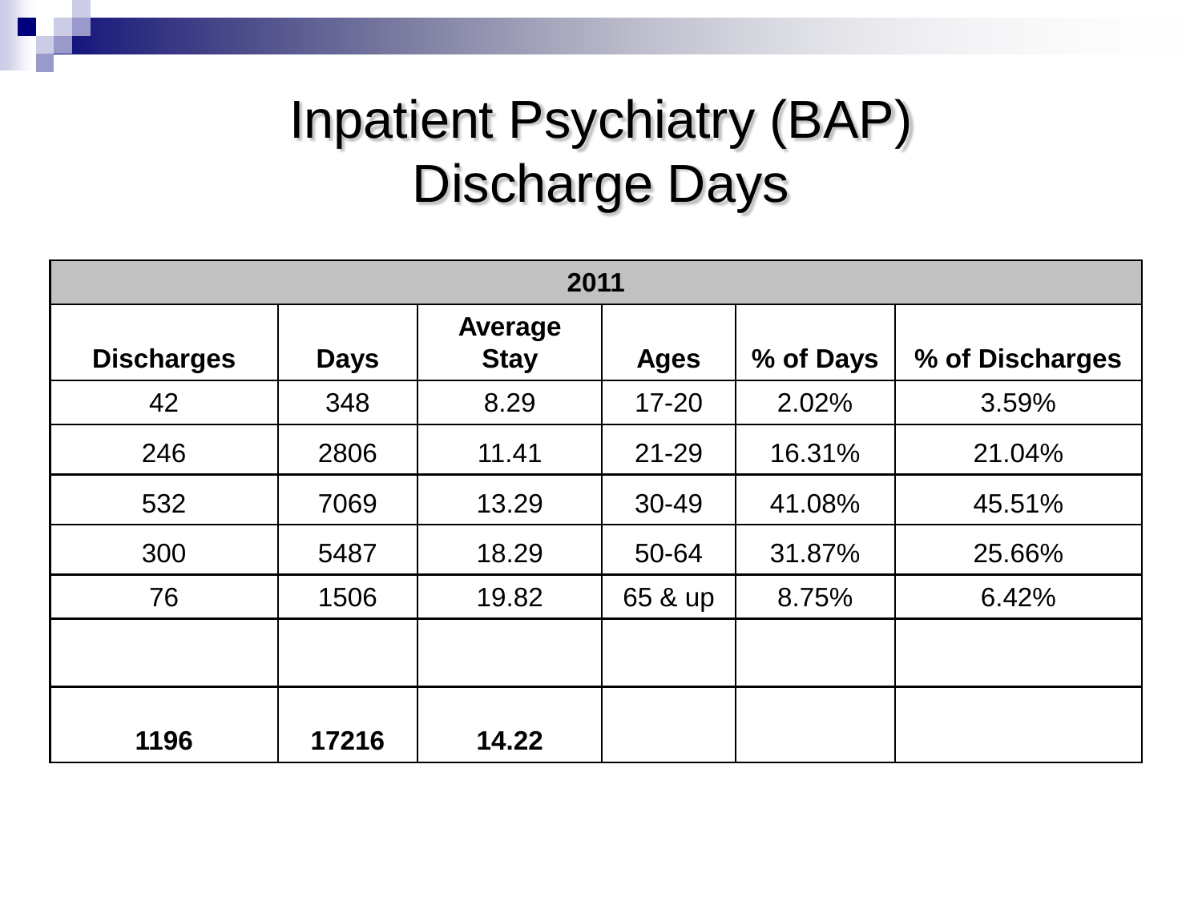# Inpatient Psychiatry (BAP) Discharge Days

| 2011 | | | | | |
|---|---|---|---|---|---|
| **Discharges** | **Days** | **Average Stay** | **Ages** | **% of Days** | **% of Discharges** |
| 42 | 348 | 8.29 | 17-20 | 2.02% | 3.59% |
| 246 | 2806 | 11.41 | 21-29 | 16.31% | 21.04% |
| 532 | 7069 | 13.29 | 30-49 | 41.08% | 45.51% |
| 300 | 5487 | 18.29 | 50-64 | 31.87% | 25.66% |
| 76 | 1506 | 19.82 | 65 & up | 8.75% | 6.42% |
| | | | | | |
| **1196** | **17216** | **14.22** | | | |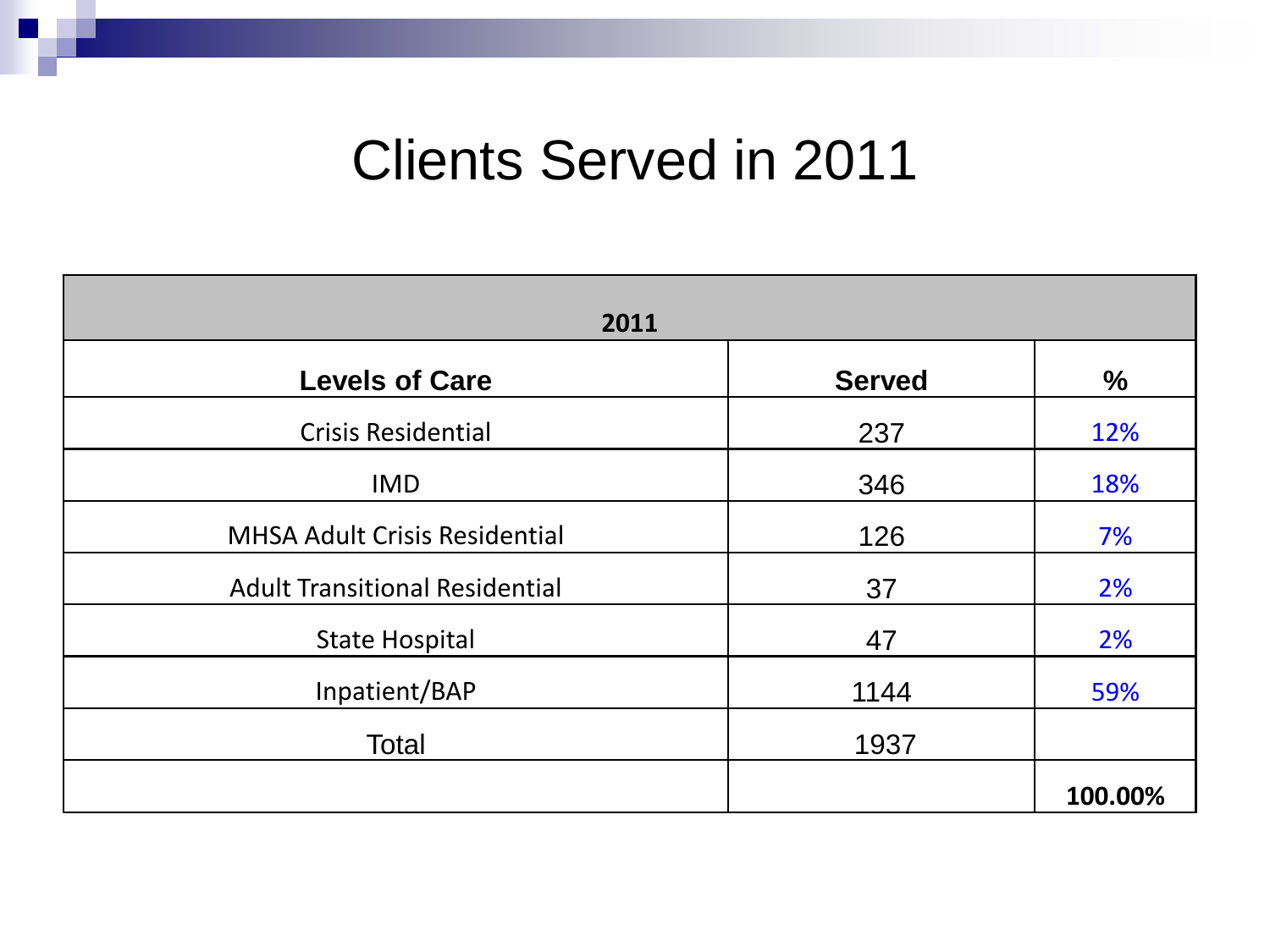# Clients Served in 2011

| 2011 | | |
|---|---|---|
| **Levels of Care** | **Served** | **%** |
| Crisis Residential | 237 | 12% |
| IMD | 346 | 18% |
| MHSA Adult Crisis Residential | 126 | 7% |
| Adult Transitional Residential | 37 | 2% |
| State Hospital | 47 | 2% |
| Inpatient/BAP | 1144 | 59% |
| Total | 1937 | |
| | | **100.00%** |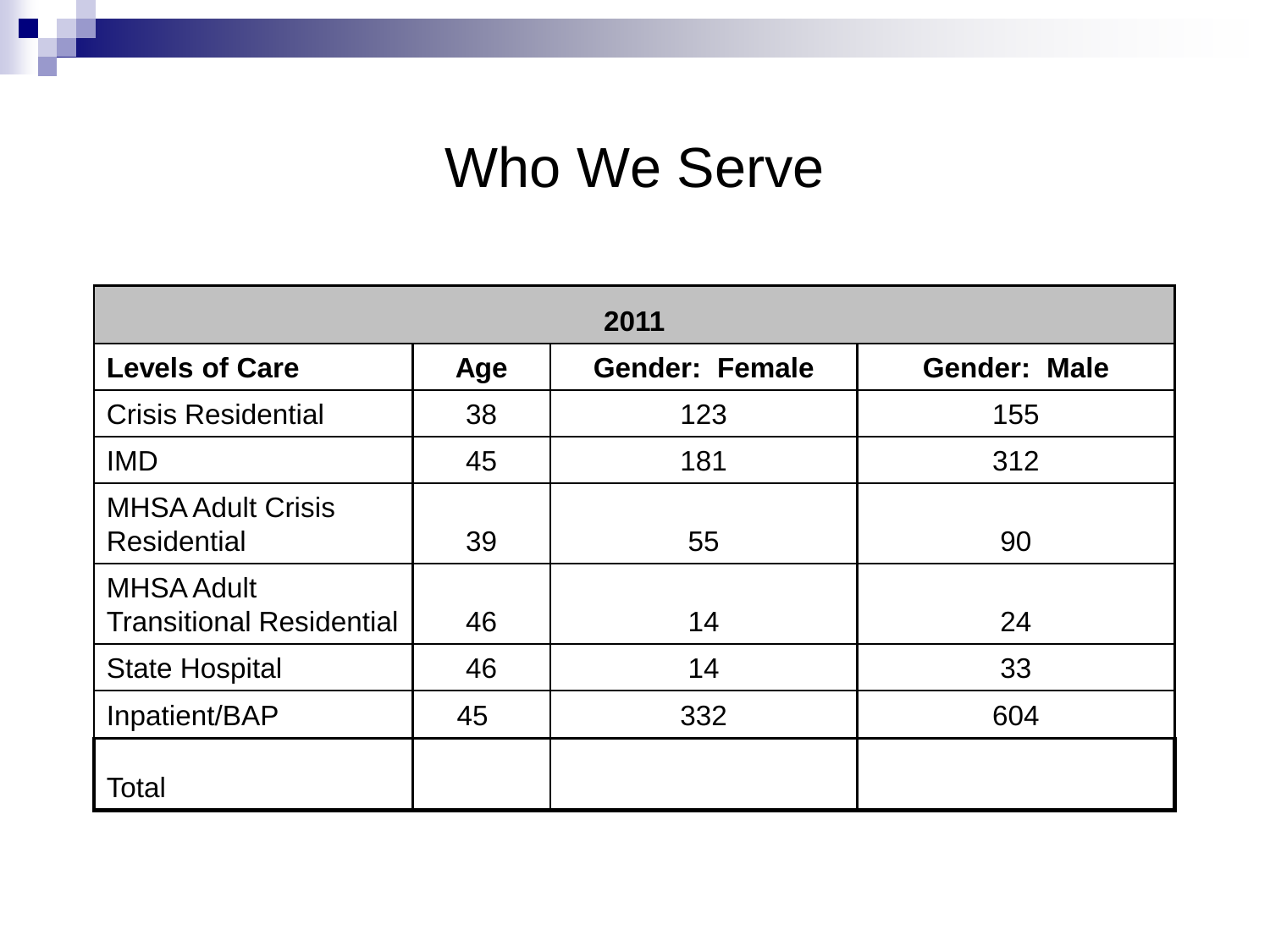# Who We Serve

| 2011 | | | |
|---|---|---|---|
| **Levels of Care** | **Age** | **Gender: Female** | **Gender: Male** |
| Crisis Residential | 38 | 123 | 155 |
| IMD | 45 | 181 | 312 |
| MHSA Adult Crisis Residential | 39 | 55 | 90 |
| MHSA Adult Transitional Residential | 46 | 14 | 24 |
| State Hospital | 46 | 14 | 33 |
| Inpatient/BAP | 45 | 332 | 604 |
| Total | | | |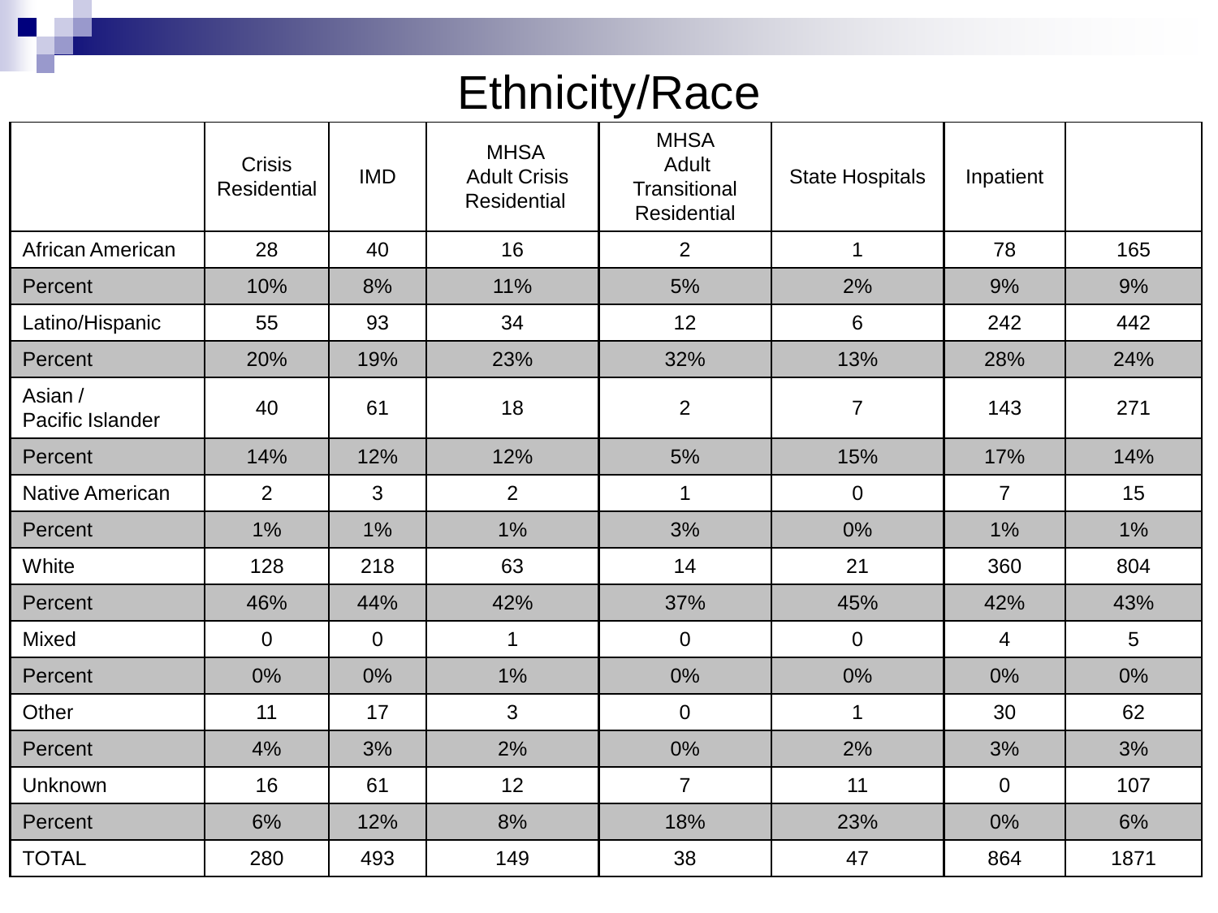# Ethnicity/Race

| | Crisis Residential | IMD | MHSA Adult Crisis Residential | MHSA Adult Transitional Residential | State Hospitals | Inpatient | |
|---|---|---|---|---|---|---|---|
| African American | 28 | 40 | 16 | 2 | 1 | 78 | 165 |
| Percent | 10% | 8% | 11% | 5% | 2% | 9% | 9% |
| Latino/Hispanic | 55 | 93 | 34 | 12 | 6 | 242 | 442 |
| Percent | 20% | 19% | 23% | 32% | 13% | 28% | 24% |
| Asian / Pacific Islander | 40 | 61 | 18 | 2 | 7 | 143 | 271 |
| Percent | 14% | 12% | 12% | 5% | 15% | 17% | 14% |
| Native American | 2 | 3 | 2 | 1 | 0 | 7 | 15 |
| Percent | 1% | 1% | 1% | 3% | 0% | 1% | 1% |
| White | 128 | 218 | 63 | 14 | 21 | 360 | 804 |
| Percent | 46% | 44% | 42% | 37% | 45% | 42% | 43% |
| Mixed | 0 | 0 | 1 | 0 | 0 | 4 | 5 |
| Percent | 0% | 0% | 1% | 0% | 0% | 0% | 0% |
| Other | 11 | 17 | 3 | 0 | 1 | 30 | 62 |
| Percent | 4% | 3% | 2% | 0% | 2% | 3% | 3% |
| Unknown | 16 | 61 | 12 | 7 | 11 | 0 | 107 |
| Percent | 6% | 12% | 8% | 18% | 23% | 0% | 6% |
| TOTAL | 280 | 493 | 149 | 38 | 47 | 864 | 1871 |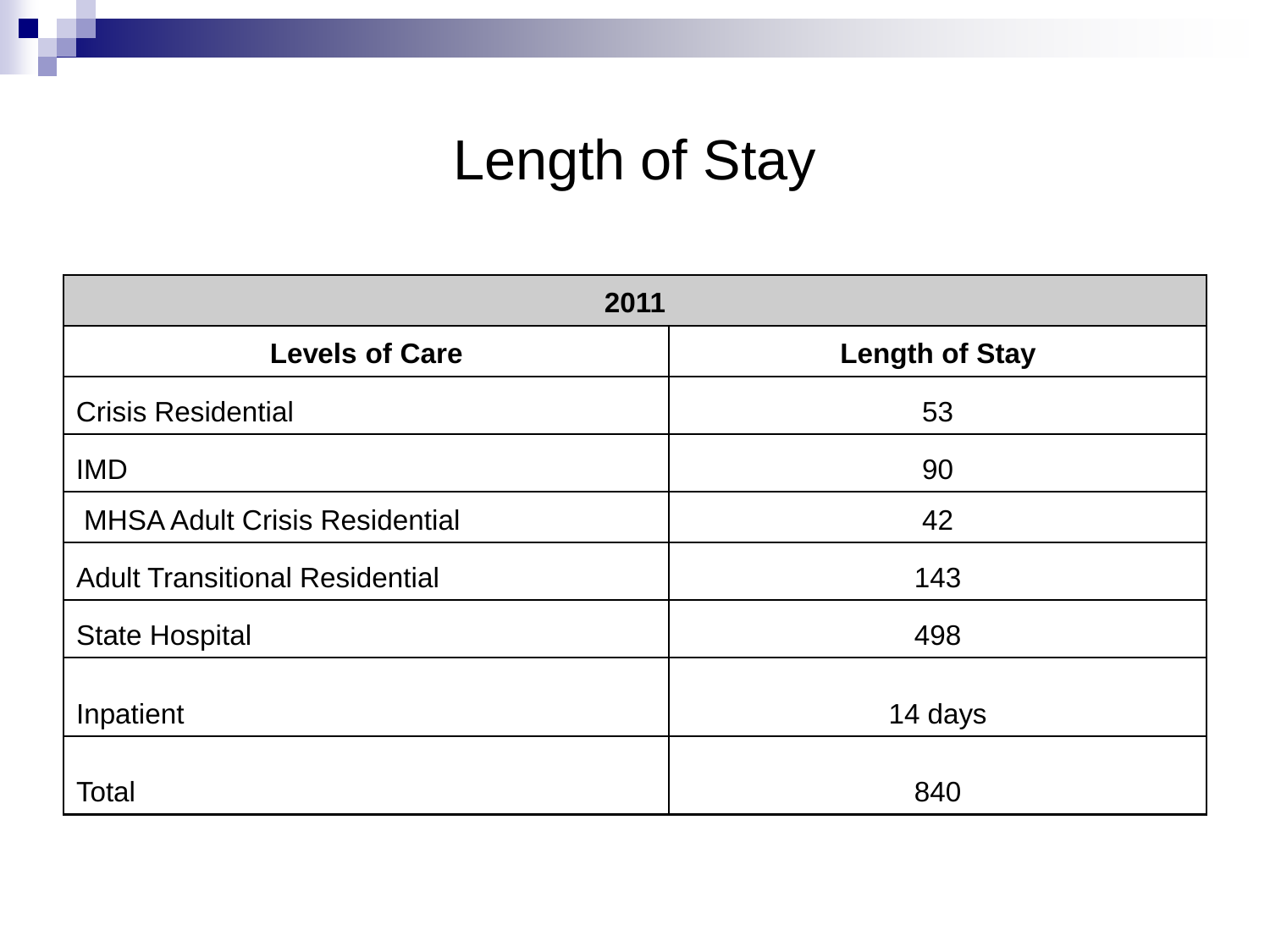# Length of Stay

| 2011 | |
|---|---|
| **Levels of Care** | **Length of Stay** |
| Crisis Residential | 53 |
| IMD | 90 |
| MHSA Adult Crisis Residential | 42 |
| Adult Transitional Residential | 143 |
| State Hospital | 498 |
| Inpatient | 14 days |
| Total | 840 |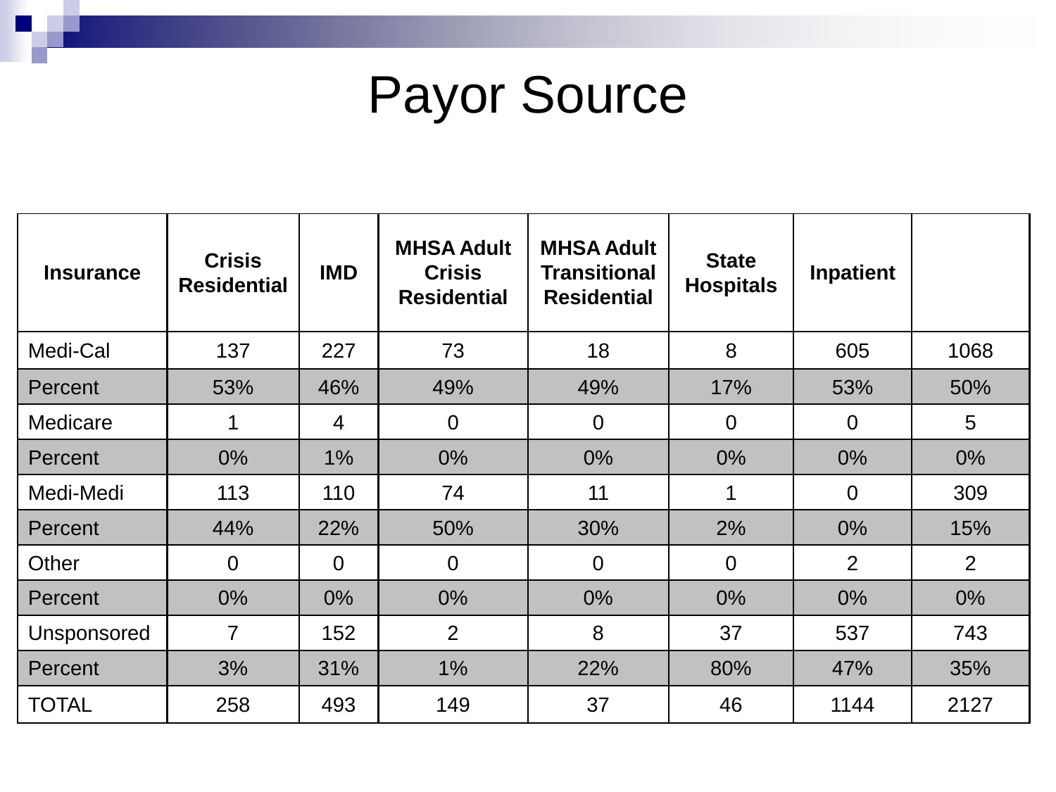# Payor Source

| Insurance | Crisis Residential | IMD | MHSA Adult Crisis Residential | MHSA Adult Transitional Residential | State Hospitals | Inpatient | |
|---|---|---|---|---|---|---|---|
| Medi-Cal | 137 | 227 | 73 | 18 | 8 | 605 | 1068 |
| Percent | 53% | 46% | 49% | 49% | 17% | 53% | 50% |
| Medicare | 1 | 4 | 0 | 0 | 0 | 0 | 5 |
| Percent | 0% | 1% | 0% | 0% | 0% | 0% | 0% |
| Medi-Medi | 113 | 110 | 74 | 11 | 1 | 0 | 309 |
| Percent | 44% | 22% | 50% | 30% | 2% | 0% | 15% |
| Other | 0 | 0 | 0 | 0 | 0 | 2 | 2 |
| Percent | 0% | 0% | 0% | 0% | 0% | 0% | 0% |
| Unsponsored | 7 | 152 | 2 | 8 | 37 | 537 | 743 |
| Percent | 3% | 31% | 1% | 22% | 80% | 47% | 35% |
| TOTAL | 258 | 493 | 149 | 37 | 46 | 1144 | 2127 |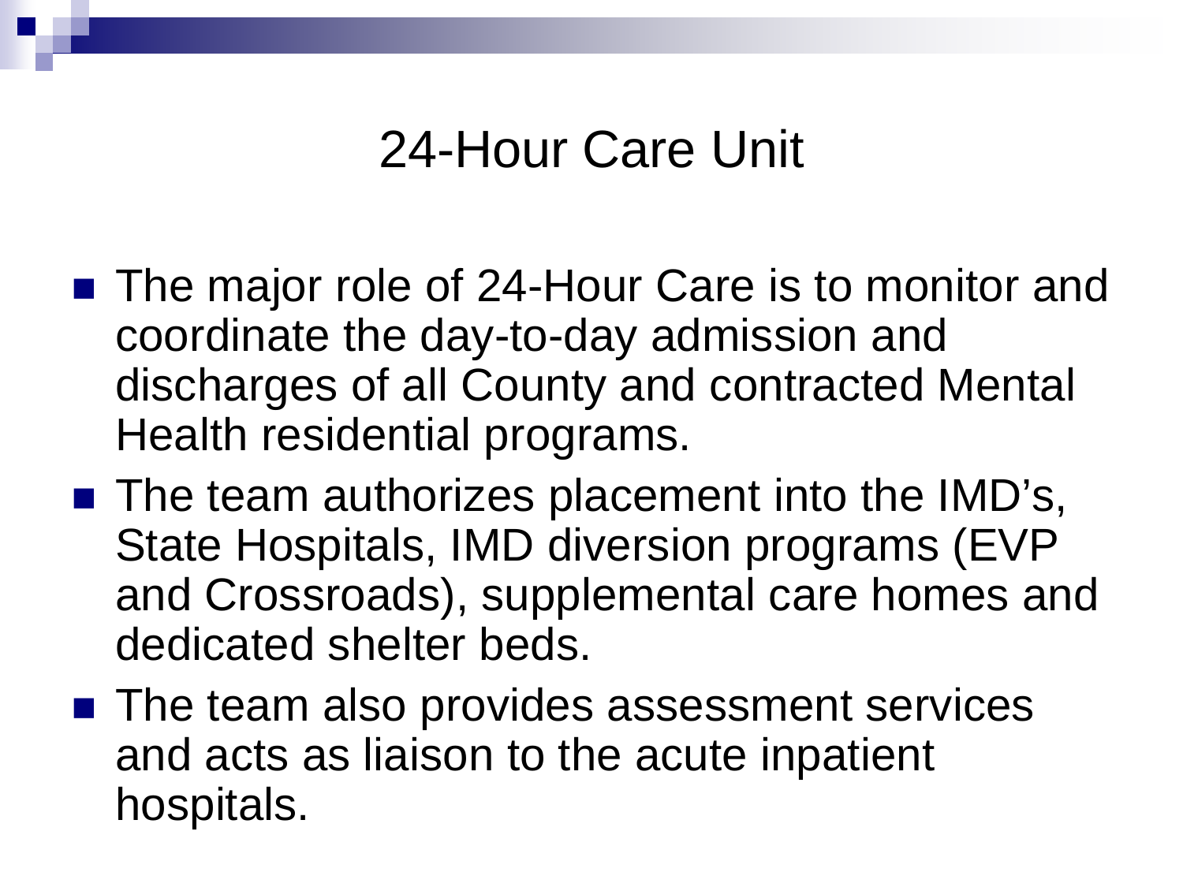# 24-Hour Care Unit

- The major role of 24-Hour Care is to monitor and coordinate the day-to-day admission and discharges of all County and contracted Mental Health residential programs.
- The team authorizes placement into the IMD's, State Hospitals, IMD diversion programs (EVP and Crossroads), supplemental care homes and dedicated shelter beds.
- The team also provides assessment services and acts as liaison to the acute inpatient hospitals.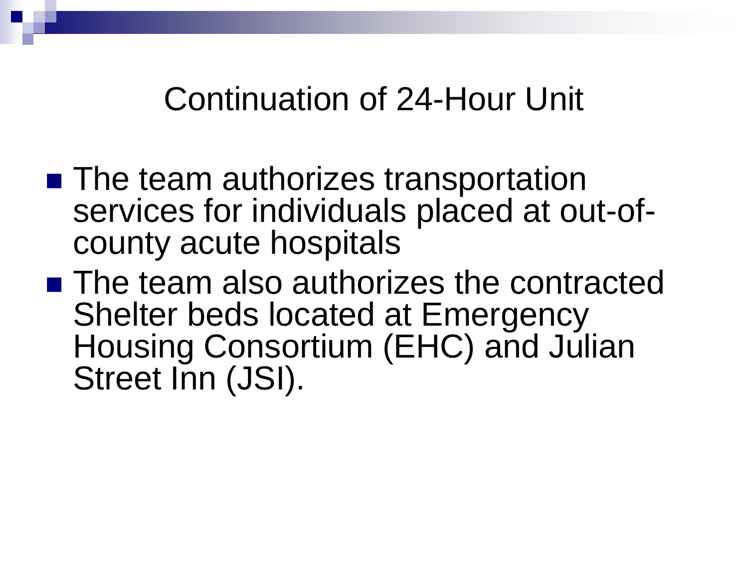# Continuation of 24-Hour Unit

- The team authorizes transportation services for individuals placed at out-of-county acute hospitals
- The team also authorizes the contracted Shelter beds located at Emergency Housing Consortium (EHC) and Julian Street Inn (JSI).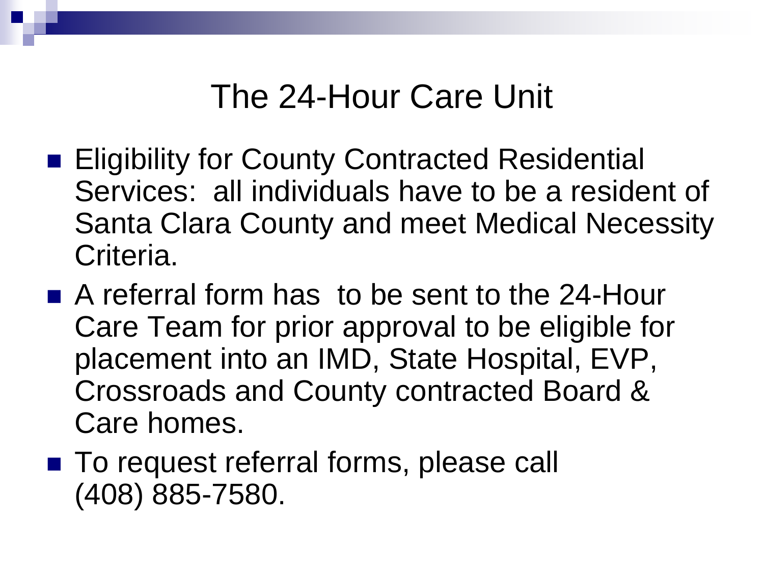# The 24-Hour Care Unit

- Eligibility for County Contracted Residential Services: all individuals have to be a resident of Santa Clara County and meet Medical Necessity Criteria.
- A referral form has to be sent to the 24-Hour Care Team for prior approval to be eligible for placement into an IMD, State Hospital, EVP, Crossroads and County contracted Board & Care homes.
- To request referral forms, please call (408) 885-7580.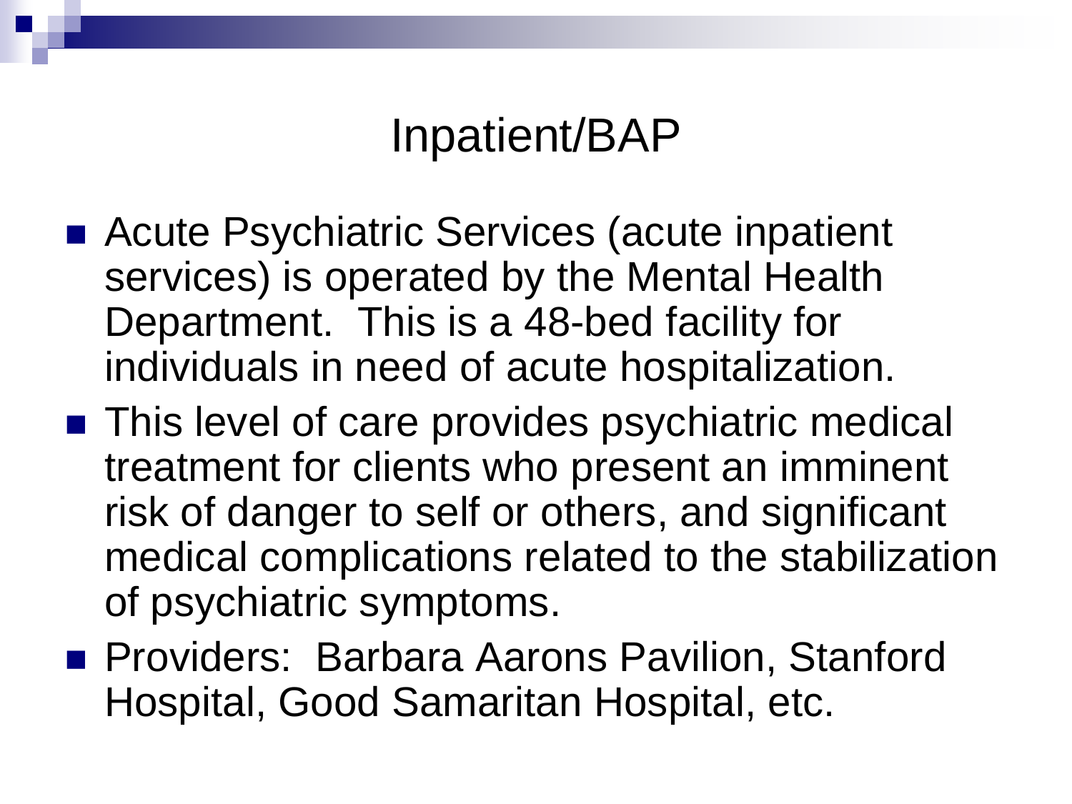# Inpatient/BAP

- Acute Psychiatric Services (acute inpatient services) is operated by the Mental Health Department.  This is a 48-bed facility for individuals in need of acute hospitalization.
- This level of care provides psychiatric medical treatment for clients who present an imminent risk of danger to self or others, and significant medical complications related to the stabilization of psychiatric symptoms.
- Providers:  Barbara Aarons Pavilion, Stanford Hospital, Good Samaritan Hospital, etc.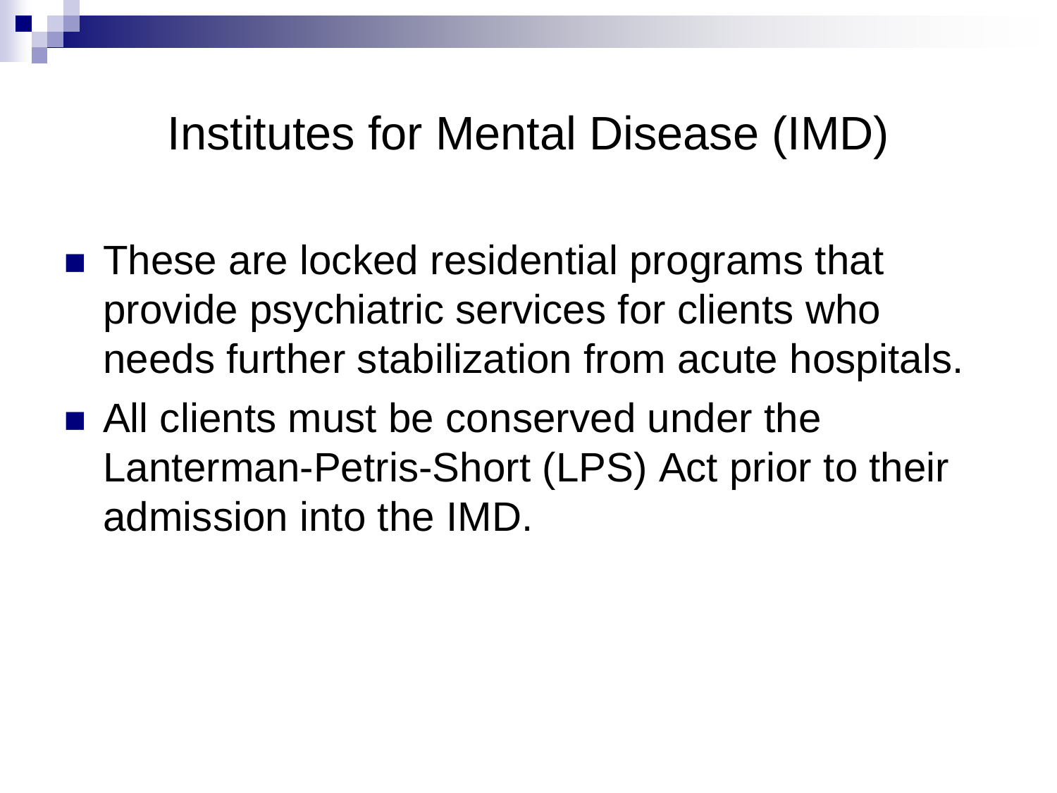# Institutes for Mental Disease (IMD)

- These are locked residential programs that provide psychiatric services for clients who needs further stabilization from acute hospitals.
- All clients must be conserved under the Lanterman-Petris-Short (LPS) Act prior to their admission into the IMD.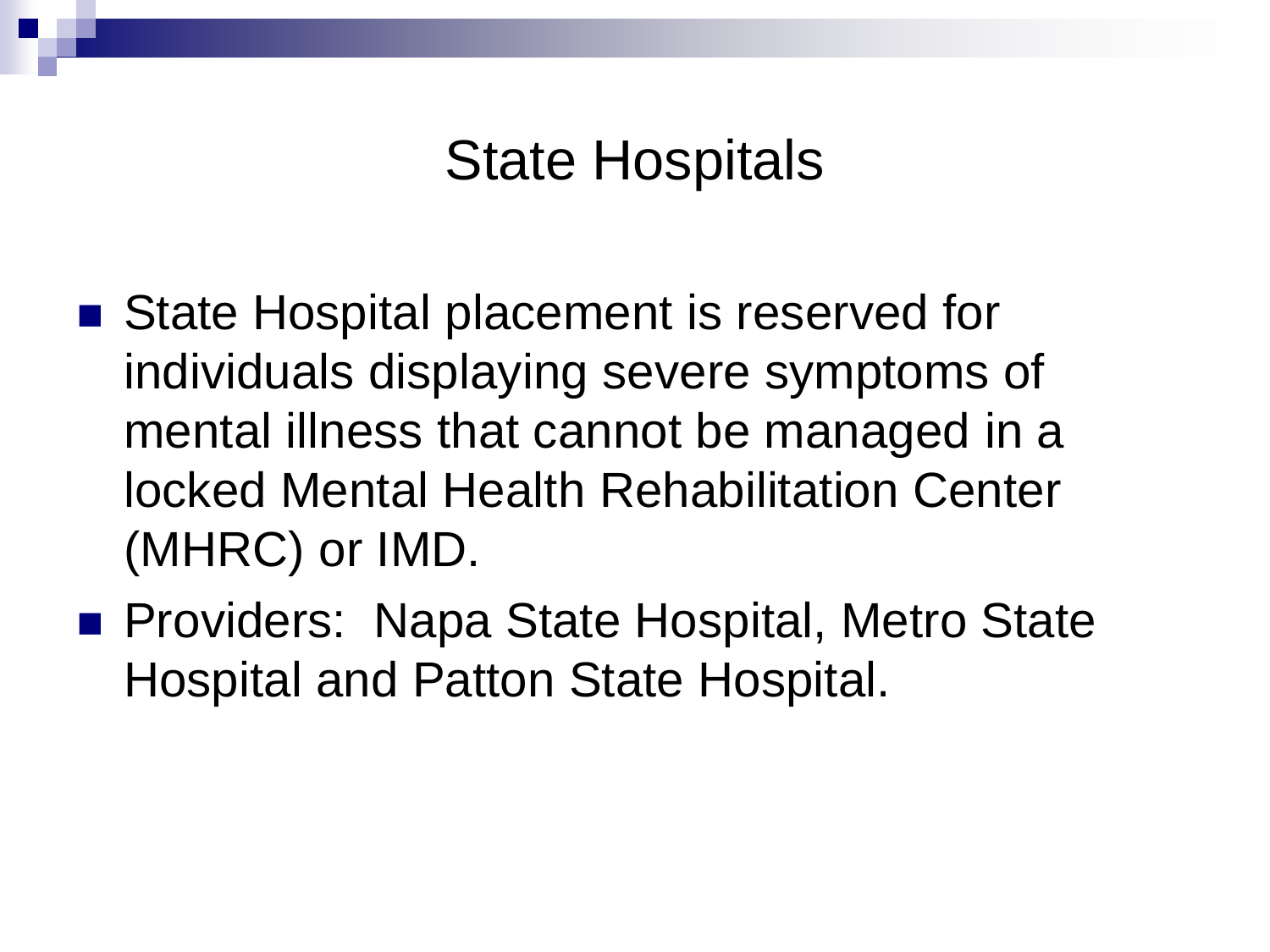# State Hospitals

- State Hospital placement is reserved for individuals displaying severe symptoms of mental illness that cannot be managed in a locked Mental Health Rehabilitation Center (MHRC) or IMD.
- Providers:  Napa State Hospital, Metro State Hospital and Patton State Hospital.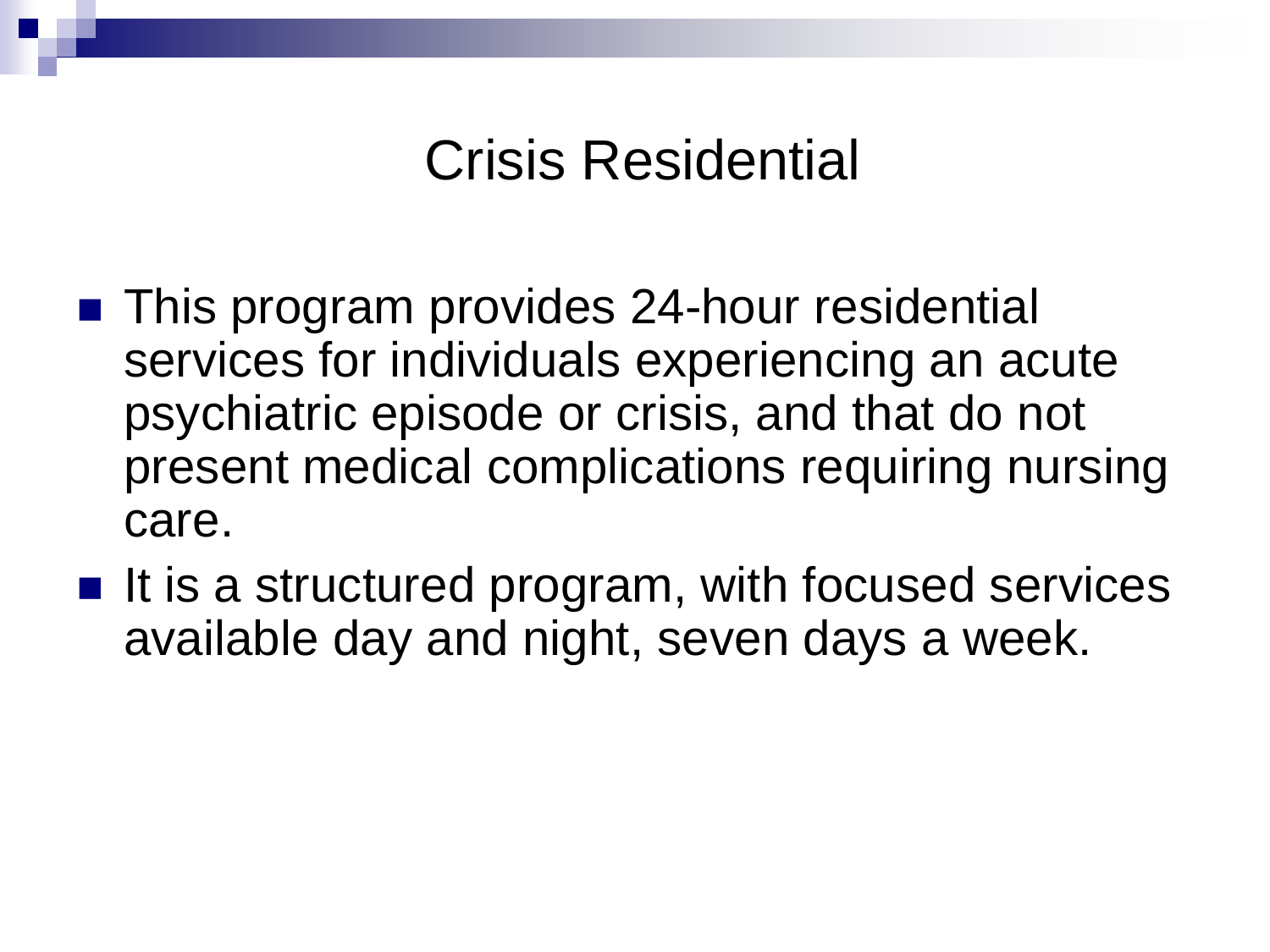# Crisis Residential

- This program provides 24-hour residential services for individuals experiencing an acute psychiatric episode or crisis, and that do not present medical complications requiring nursing care.
- It is a structured program, with focused services available day and night, seven days a week.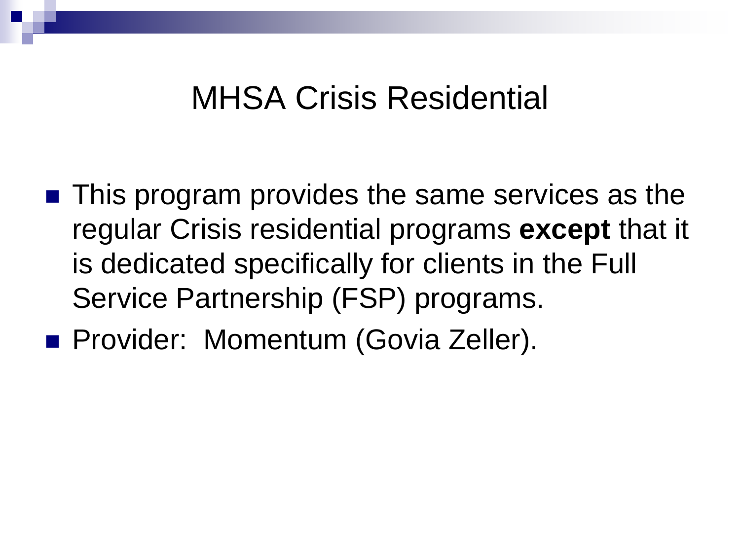# MHSA Crisis Residential

- This program provides the same services as the regular Crisis residential programs **except** that it is dedicated specifically for clients in the Full Service Partnership (FSP) programs.
- Provider: Momentum (Govia Zeller).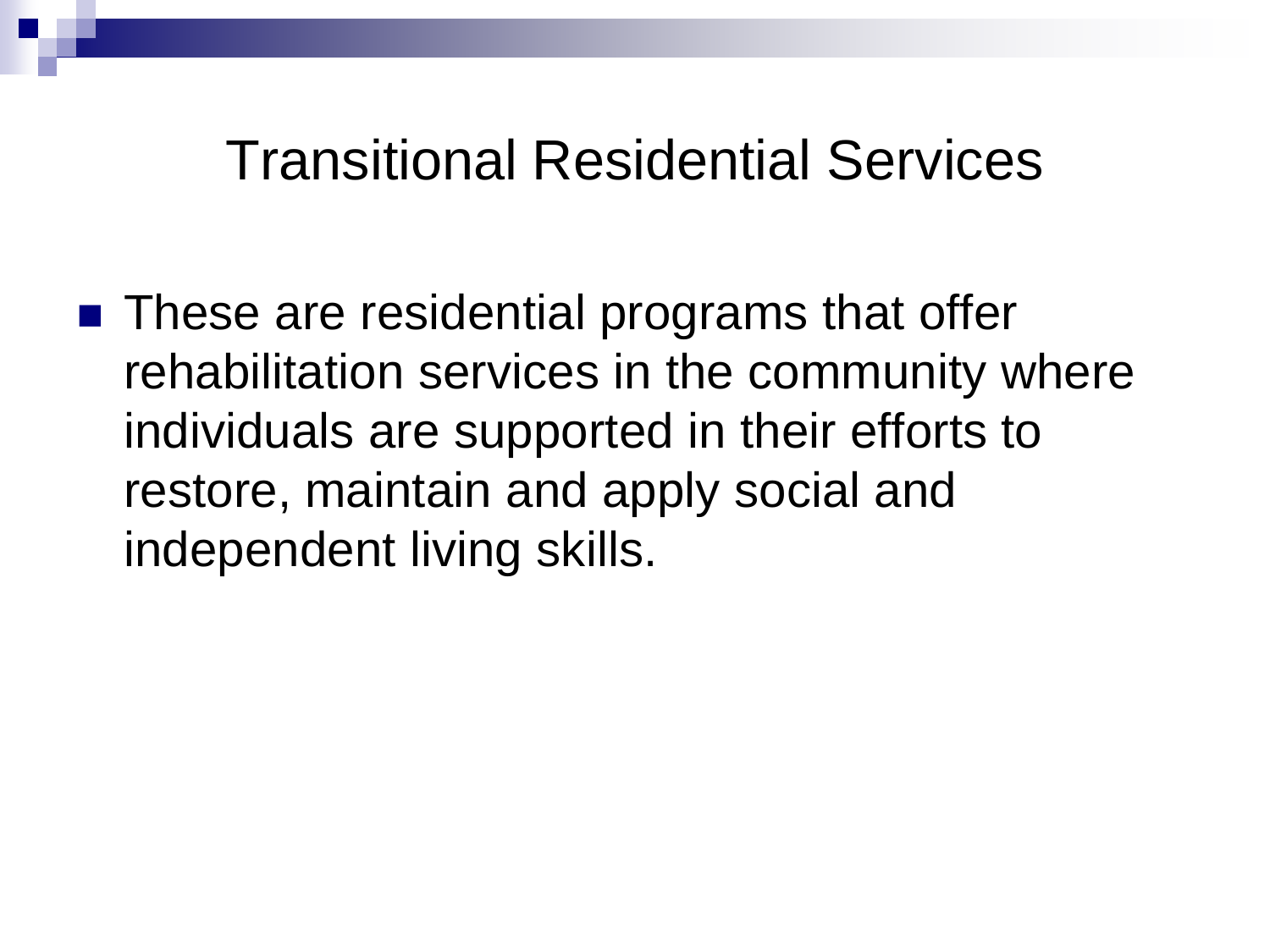# Transitional Residential Services

- These are residential programs that offer rehabilitation services in the community where individuals are supported in their efforts to restore, maintain and apply social and independent living skills.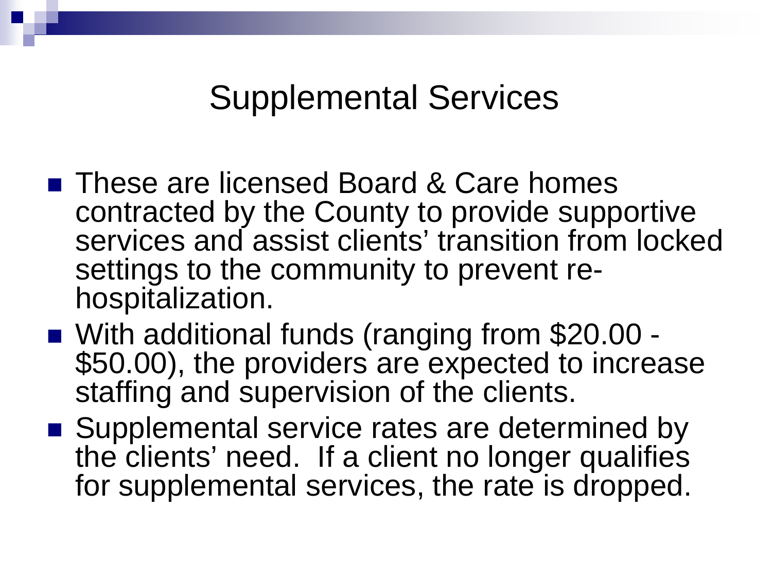# Supplemental Services

- These are licensed Board & Care homes contracted by the County to provide supportive services and assist clients' transition from locked settings to the community to prevent re-hospitalization.
- With additional funds (ranging from $20.00 - $50.00), the providers are expected to increase staffing and supervision of the clients.
- Supplemental service rates are determined by the clients' need.  If a client no longer qualifies for supplemental services, the rate is dropped.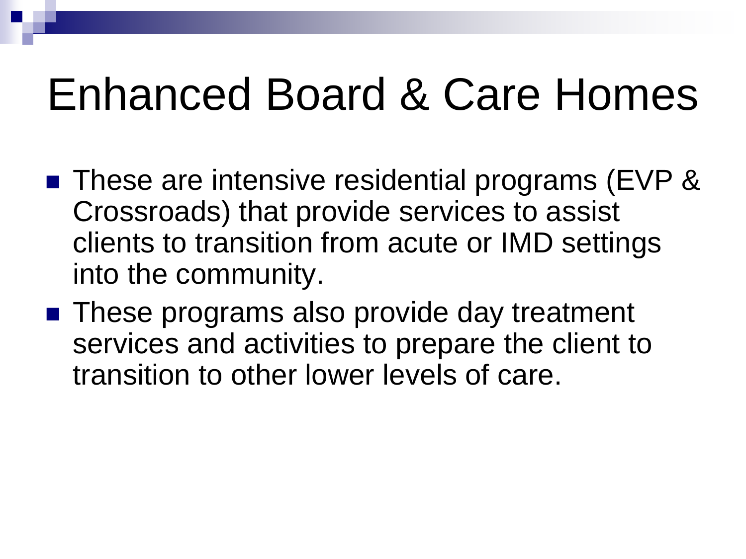# Enhanced Board & Care Homes

- These are intensive residential programs (EVP & Crossroads) that provide services to assist clients to transition from acute or IMD settings into the community.
- These programs also provide day treatment services and activities to prepare the client to transition to other lower levels of care.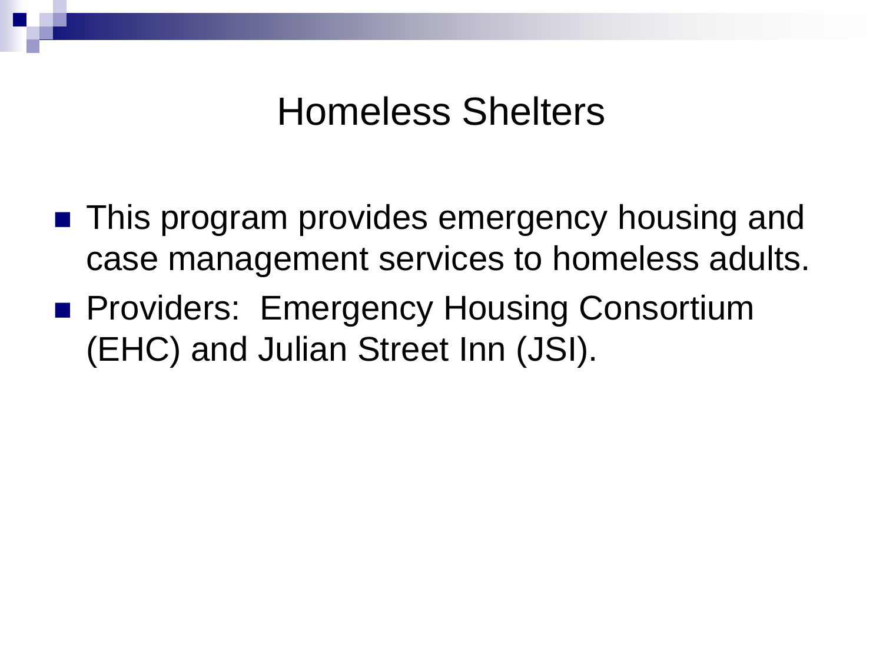# Homeless Shelters

- This program provides emergency housing and case management services to homeless adults.
- Providers: Emergency Housing Consortium (EHC) and Julian Street Inn (JSI).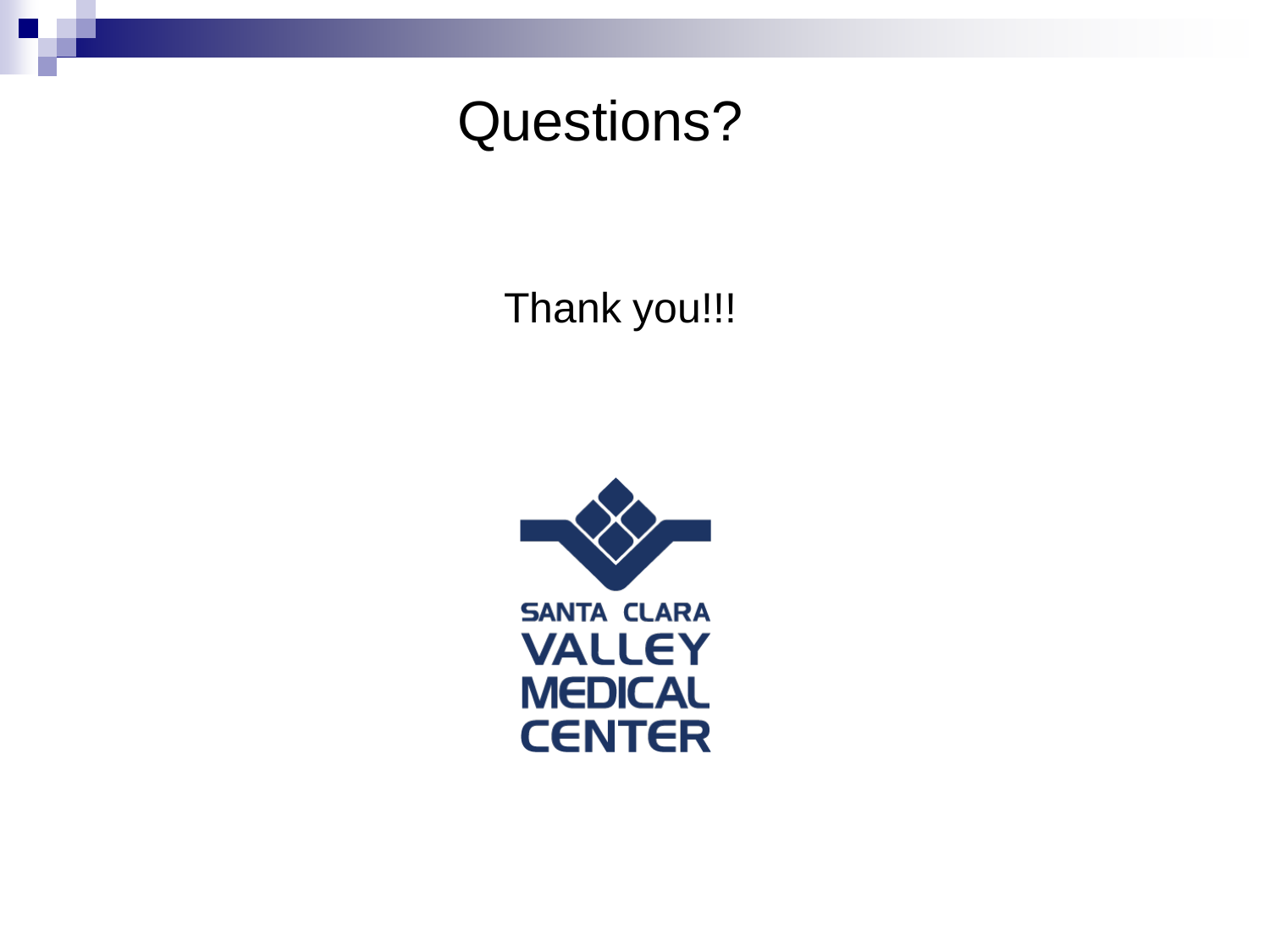# Questions?

Thank you!!!

SANTA CLARA
VALLEY
MEDICAL
CENTER